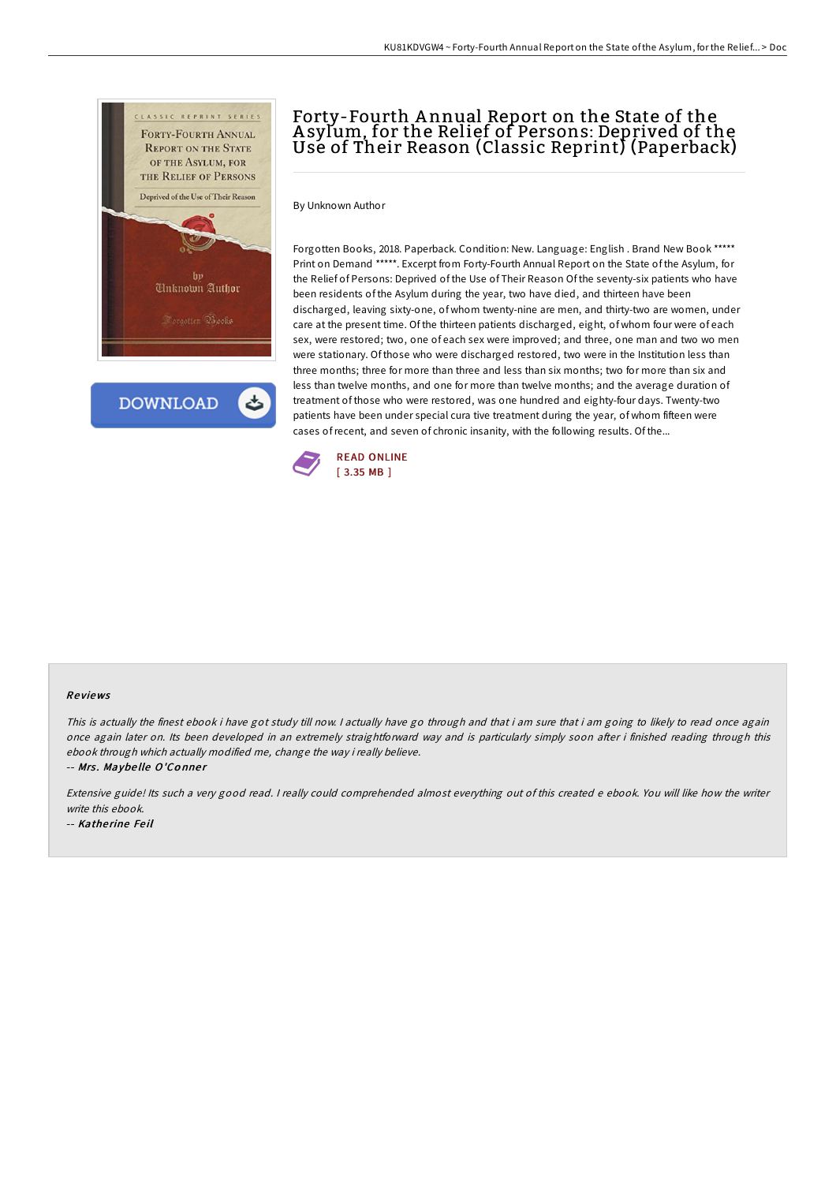# Forty-Fourth Annual Report on the State of the Asylum, for the Relief of Persons: Deprived of the Use of Their Reason (Classic Reprint) (Paperback)

By Unknown Author

Forgotten Books, 2018. Paperback. Condition: New. Language: English . Brand New Book ***** Print on Demand *****. Excerpt from Forty-Fourth Annual Report on the State of the Asylum, for the Relief of Persons: Deprived of the Use of Their Reason Of the seventy-six patients who have been residents of the Asylum during the year, two have died, and thirteen have been discharged, leaving sixty-one, of whom twenty-nine are men, and thirty-two are women, under care at the present time. Of the thirteen patients discharged, eight, of whom four were of each sex, were restored; two, one of each sex were improved; and three, one man and two wo men were stationary. Of those who were discharged restored, two were in the Institution less than three months; three for more than three and less than six months; two for more than six and less than twelve months, and one for more than twelve months; and the average duration of treatment of those who were restored, was one hundred and eighty-four days. Twenty-two patients have been under special cura tive treatment during the year, of whom fifteen were cases of recent, and seven of chronic insanity, with the following results. Of the...

DOWNLOAD

READ ONLINE
[ 3.35 MB ]

## Reviews

*This is actually the finest ebook i have got study till now. I actually have go through and that i am sure that i am going to likely to read once again once again later on. Its been developed in an extremely straightforward way and is particularly simply soon after i finished reading through this ebook through which actually modified me, change the way i really believe.*

-- ***Mrs. Maybelle O'Conner***

*Extensive guide! Its such a very good read. I really could comprehended almost everything out of this created e ebook. You will like how the writer write this ebook.*

-- ***Katherine Feil***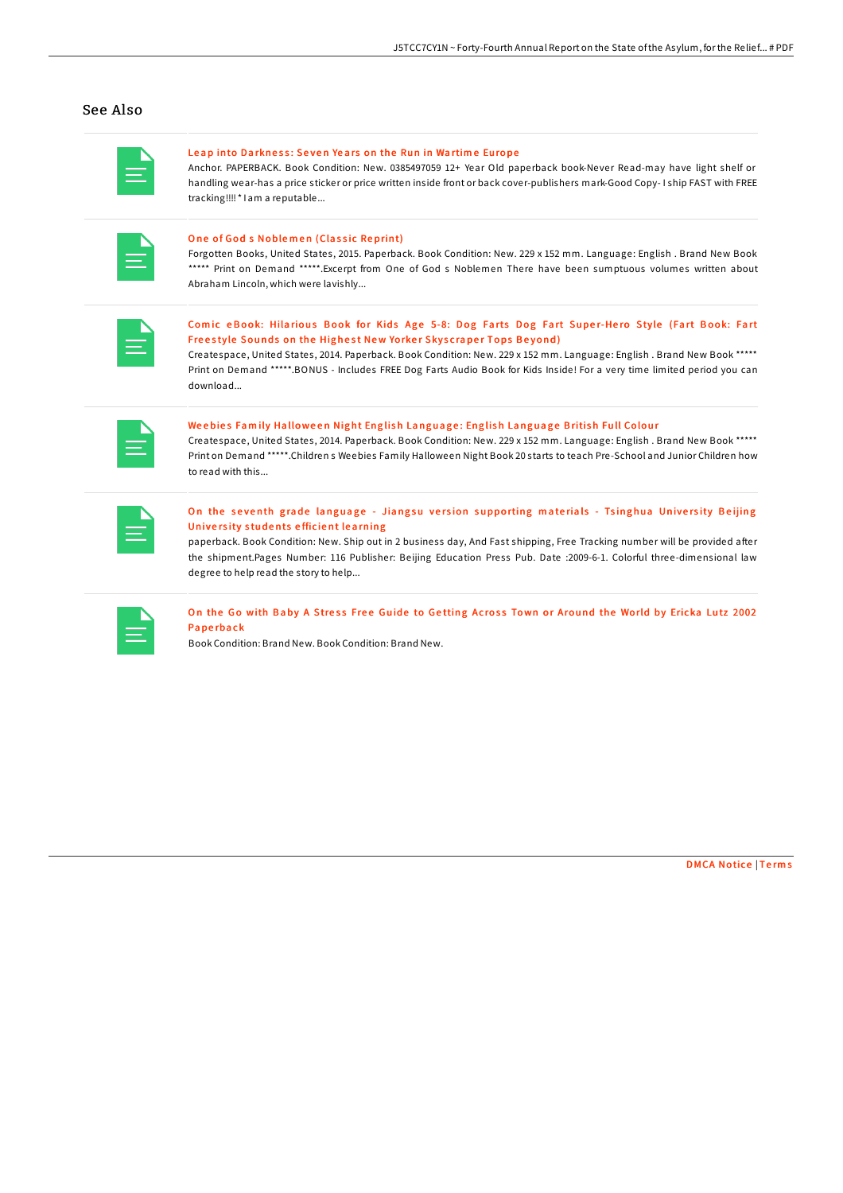## See Also

### Leap into Darkness: Seven Years on the Run in Wartime Europe

Anchor. PAPERBACK. Book Condition: New. 0385497059 12+ Year Old paperback book-Never Read-may have light shelf or handling wear-has a price sticker or price written inside front or back cover-publishers mark-Good Copy- I ship FAST with FREE tracking!!!! * I am a reputable...

### One of God s Noblemen (Classic Reprint)

Forgotten Books, United States, 2015. Paperback. Book Condition: New. 229 x 152 mm. Language: English . Brand New Book ***** Print on Demand *****.Excerpt from One of God s Noblemen There have been sumptuous volumes written about Abraham Lincoln, which were lavishly...

### Comic eBook: Hilarious Book for Kids Age 5-8: Dog Farts Dog Fart Super-Hero Style (Fart Book: Fart Freestyle Sounds on the Highest New Yorker Skyscraper Tops Beyond)

Createspace, United States, 2014. Paperback. Book Condition: New. 229 x 152 mm. Language: English . Brand New Book ***** Print on Demand *****.BONUS - Includes FREE Dog Farts Audio Book for Kids Inside! For a very time limited period you can download...

### Weebies Family Halloween Night English Language: English Language British Full Colour

Createspace, United States, 2014. Paperback. Book Condition: New. 229 x 152 mm. Language: English . Brand New Book ***** Print on Demand *****.Children s Weebies Family Halloween Night Book 20 starts to teach Pre-School and Junior Children how to read with this...

### On the seventh grade language - Jiangsu version supporting materials - Tsinghua University Beijing University students efficient learning

paperback. Book Condition: New. Ship out in 2 business day, And Fast shipping, Free Tracking number will be provided after the shipment.Pages Number: 116 Publisher: Beijing Education Press Pub. Date :2009-6-1. Colorful three-dimensional law degree to help read the story to help...

### On the Go with Baby A Stress Free Guide to Getting Across Town or Around the World by Ericka Lutz 2002 Paperback

Book Condition: Brand New. Book Condition: Brand New.

DMCA Notice | Terms